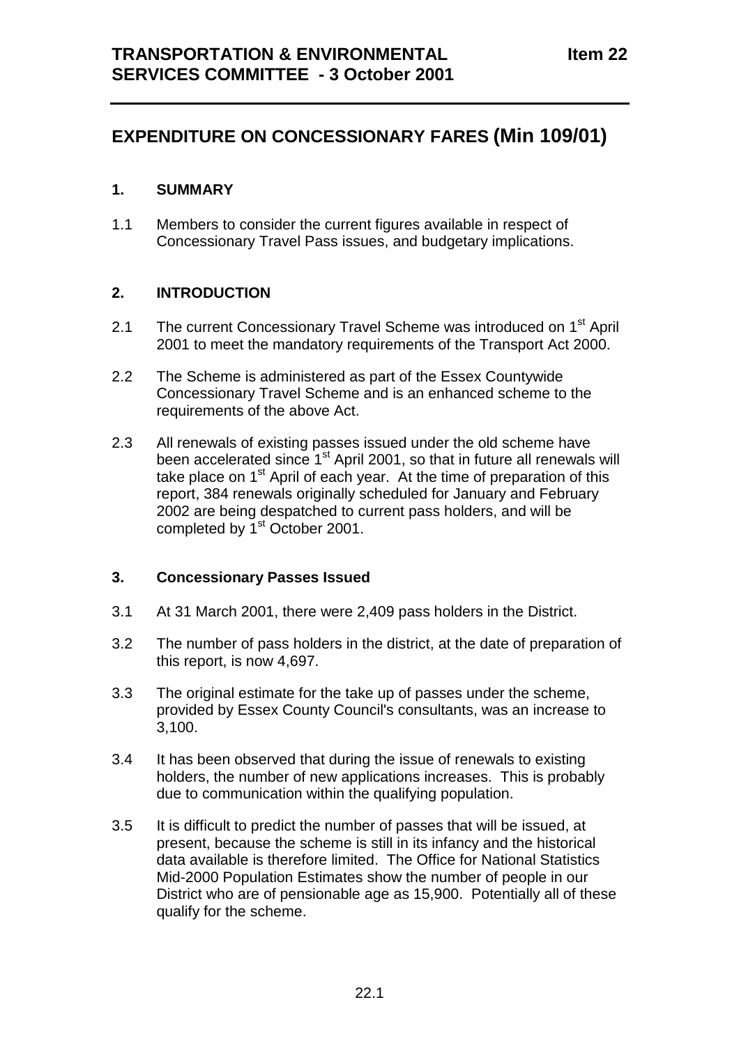**TRANSPORTATION & ENVIRONMENTAL SERVICES COMMITTEE - 3 October 2001** **Item 22**

## EXPENDITURE ON CONCESSIONARY FARES (Min 109/01)

### 1. SUMMARY

1.1 Members to consider the current figures available in respect of Concessionary Travel Pass issues, and budgetary implications.

### 2. INTRODUCTION

2.1 The current Concessionary Travel Scheme was introduced on 1st April 2001 to meet the mandatory requirements of the Transport Act 2000.

2.2 The Scheme is administered as part of the Essex Countywide Concessionary Travel Scheme and is an enhanced scheme to the requirements of the above Act.

2.3 All renewals of existing passes issued under the old scheme have been accelerated since 1st April 2001, so that in future all renewals will take place on 1st April of each year. At the time of preparation of this report, 384 renewals originally scheduled for January and February 2002 are being despatched to current pass holders, and will be completed by 1st October 2001.

### 3. Concessionary Passes Issued

3.1 At 31 March 2001, there were 2,409 pass holders in the District.

3.2 The number of pass holders in the district, at the date of preparation of this report, is now 4,697.

3.3 The original estimate for the take up of passes under the scheme, provided by Essex County Council's consultants, was an increase to 3,100.

3.4 It has been observed that during the issue of renewals to existing holders, the number of new applications increases. This is probably due to communication within the qualifying population.

3.5 It is difficult to predict the number of passes that will be issued, at present, because the scheme is still in its infancy and the historical data available is therefore limited. The Office for National Statistics Mid-2000 Population Estimates show the number of people in our District who are of pensionable age as 15,900. Potentially all of these qualify for the scheme.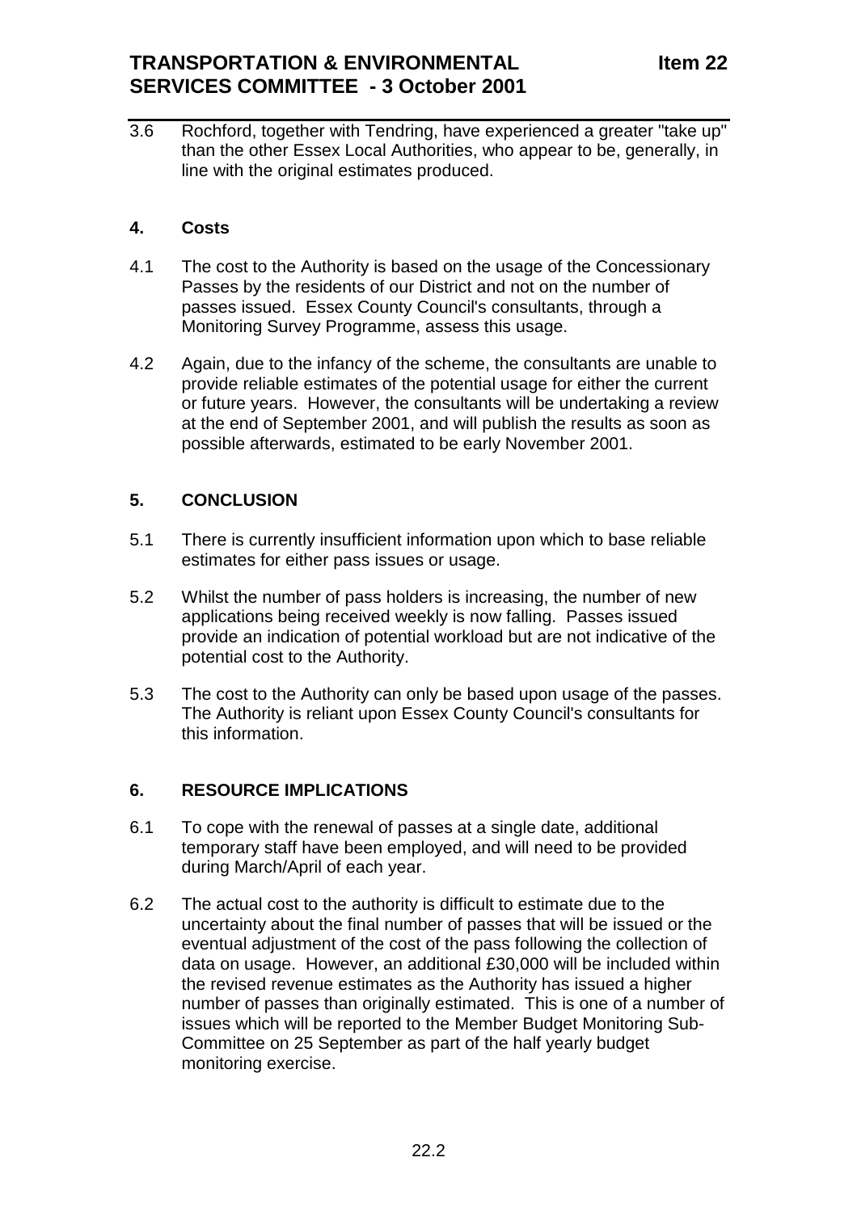3.6 Rochford, together with Tendring, have experienced a greater "take up" than the other Essex Local Authorities, who appear to be, generally, in line with the original estimates produced.

## 4. Costs

4.1 The cost to the Authority is based on the usage of the Concessionary Passes by the residents of our District and not on the number of passes issued. Essex County Council's consultants, through a Monitoring Survey Programme, assess this usage.

4.2 Again, due to the infancy of the scheme, the consultants are unable to provide reliable estimates of the potential usage for either the current or future years. However, the consultants will be undertaking a review at the end of September 2001, and will publish the results as soon as possible afterwards, estimated to be early November 2001.

## 5. CONCLUSION

5.1 There is currently insufficient information upon which to base reliable estimates for either pass issues or usage.

5.2 Whilst the number of pass holders is increasing, the number of new applications being received weekly is now falling. Passes issued provide an indication of potential workload but are not indicative of the potential cost to the Authority.

5.3 The cost to the Authority can only be based upon usage of the passes. The Authority is reliant upon Essex County Council's consultants for this information.

## 6. RESOURCE IMPLICATIONS

6.1 To cope with the renewal of passes at a single date, additional temporary staff have been employed, and will need to be provided during March/April of each year.

6.2 The actual cost to the authority is difficult to estimate due to the uncertainty about the final number of passes that will be issued or the eventual adjustment of the cost of the pass following the collection of data on usage. However, an additional £30,000 will be included within the revised revenue estimates as the Authority has issued a higher number of passes than originally estimated. This is one of a number of issues which will be reported to the Member Budget Monitoring Sub-Committee on 25 September as part of the half yearly budget monitoring exercise.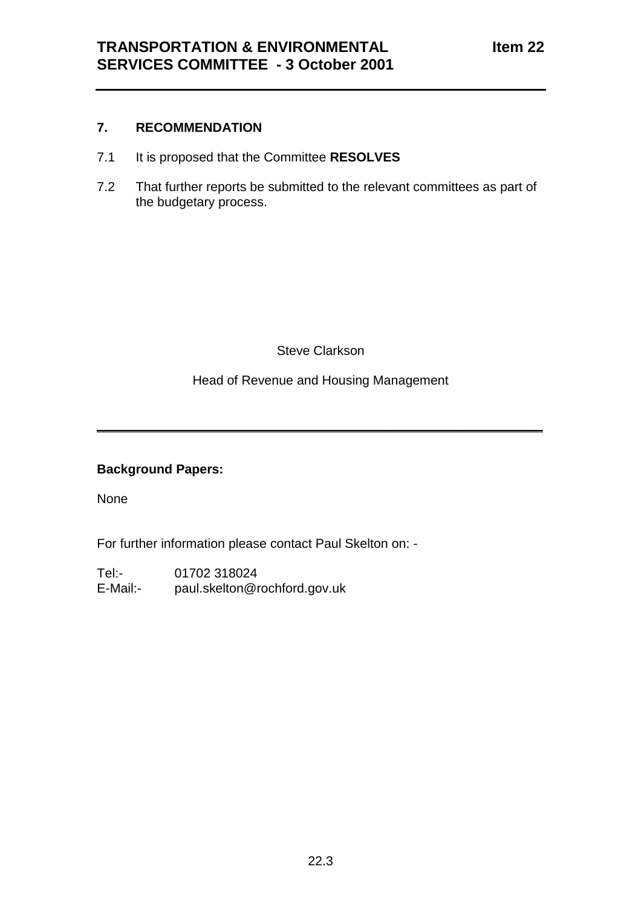## 7. RECOMMENDATION

7.1 It is proposed that the Committee **RESOLVES**

7.2 That further reports be submitted to the relevant committees as part of the budgetary process.

Steve Clarkson

Head of Revenue and Housing Management

---

**Background Papers:**

None

For further information please contact Paul Skelton on: -

Tel:- 01702 318024
E-Mail:- paul.skelton@rochford.gov.uk